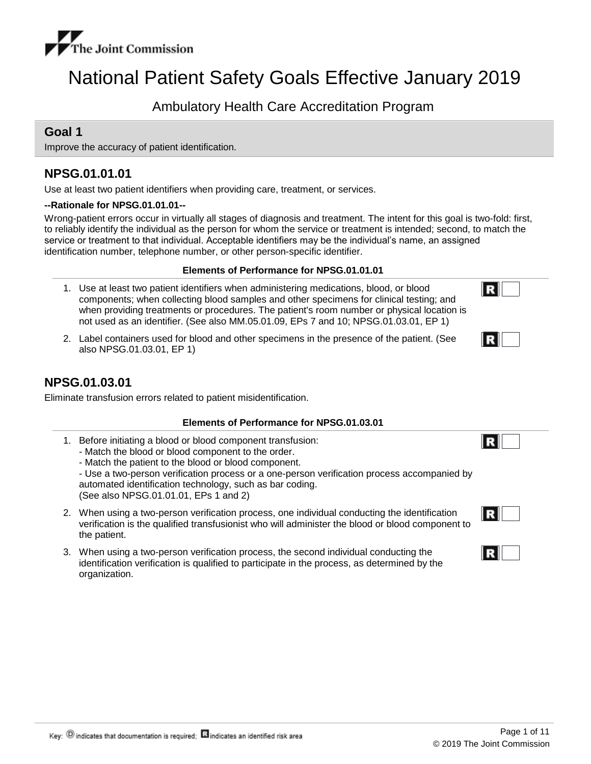The Joint Commission

# National Patient Safety Goals Effective January 2019

## Ambulatory Health Care Accreditation Program

## Goal 1

Improve the accuracy of patient identification.

### NPSG.01.01.01

Use at least two patient identifiers when providing care, treatment, or services.

**--Rationale for NPSG.01.01.01--**

Wrong-patient errors occur in virtually all stages of diagnosis and treatment. The intent for this goal is two-fold: first, to reliably identify the individual as the person for whom the service or treatment is intended; second, to match the service or treatment to that individual. Acceptable identifiers may be the individual's name, an assigned identification number, telephone number, or other person-specific identifier.

**Elements of Performance for NPSG.01.01.01**

1. Use at least two patient identifiers when administering medications, blood, or blood components; when collecting blood samples and other specimens for clinical testing; and when providing treatments or procedures. The patient's room number or physical location is not used as an identifier. (See also MM.05.01.09, EPs 7 and 10; NPSG.01.03.01, EP 1) **R**
2. Label containers used for blood and other specimens in the presence of the patient. (See also NPSG.01.03.01, EP 1) **R**

### NPSG.01.03.01

Eliminate transfusion errors related to patient misidentification.

**Elements of Performance for NPSG.01.03.01**

1. Before initiating a blood or blood component transfusion: **R**
   - Match the blood or blood component to the order.
   - Match the patient to the blood or blood component.
   - Use a two-person verification process or a one-person verification process accompanied by automated identification technology, such as bar coding.

   (See also NPSG.01.01.01, EPs 1 and 2)
2. When using a two-person verification process, one individual conducting the identification verification is the qualified transfusionist who will administer the blood or blood component to the patient. **R**
3. When using a two-person verification process, the second individual conducting the identification verification is qualified to participate in the process, as determined by the organization. **R**

Key: D indicates that documentation is required; R indicates an identified risk area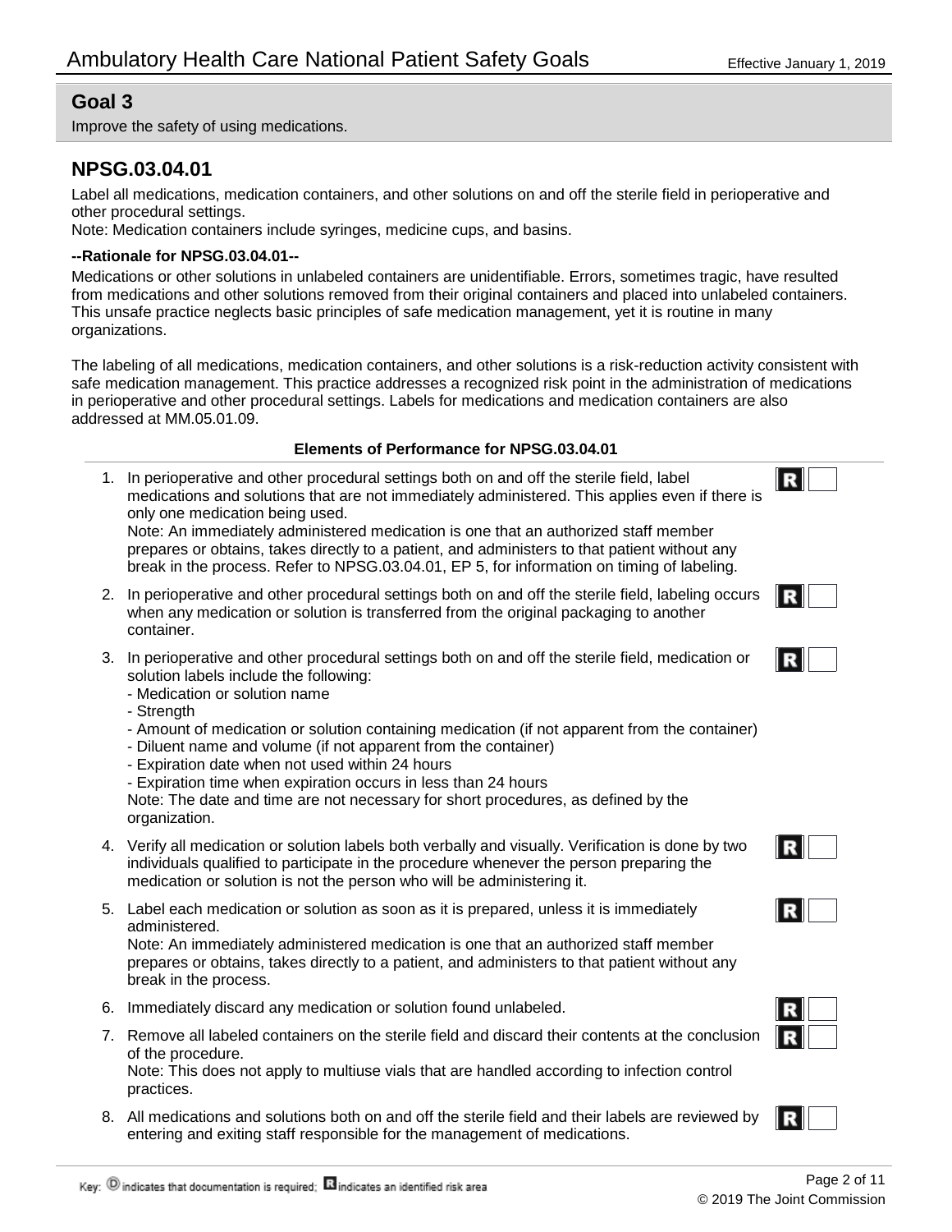## Goal 3

Improve the safety of using medications.

### NPSG.03.04.01

Label all medications, medication containers, and other solutions on and off the sterile field in perioperative and other procedural settings.
Note: Medication containers include syringes, medicine cups, and basins.

**--Rationale for NPSG.03.04.01--**

Medications or other solutions in unlabeled containers are unidentifiable. Errors, sometimes tragic, have resulted from medications and other solutions removed from their original containers and placed into unlabeled containers. This unsafe practice neglects basic principles of safe medication management, yet it is routine in many organizations.

The labeling of all medications, medication containers, and other solutions is a risk-reduction activity consistent with safe medication management. This practice addresses a recognized risk point in the administration of medications in perioperative and other procedural settings. Labels for medications and medication containers are also addressed at MM.05.01.09.

**Elements of Performance for NPSG.03.04.01**

1. In perioperative and other procedural settings both on and off the sterile field, label medications and solutions that are not immediately administered. This applies even if there is only one medication being used. (R)
   Note: An immediately administered medication is one that an authorized staff member prepares or obtains, takes directly to a patient, and administers to that patient without any break in the process. Refer to NPSG.03.04.01, EP 5, for information on timing of labeling.
2. In perioperative and other procedural settings both on and off the sterile field, labeling occurs when any medication or solution is transferred from the original packaging to another container. (R)
3. In perioperative and other procedural settings both on and off the sterile field, medication or solution labels include the following: (R)
   - Medication or solution name
   - Strength
   - Amount of medication or solution containing medication (if not apparent from the container)
   - Diluent name and volume (if not apparent from the container)
   - Expiration date when not used within 24 hours
   - Expiration time when expiration occurs in less than 24 hours

   Note: The date and time are not necessary for short procedures, as defined by the organization.
4. Verify all medication or solution labels both verbally and visually. Verification is done by two individuals qualified to participate in the procedure whenever the person preparing the medication or solution is not the person who will be administering it. (R)
5. Label each medication or solution as soon as it is prepared, unless it is immediately administered. (R)
   Note: An immediately administered medication is one that an authorized staff member prepares or obtains, takes directly to a patient, and administers to that patient without any break in the process.
6. Immediately discard any medication or solution found unlabeled. (R)
7. Remove all labeled containers on the sterile field and discard their contents at the conclusion of the procedure. (R)
   Note: This does not apply to multiuse vials that are handled according to infection control practices.
8. All medications and solutions both on and off the sterile field and their labels are reviewed by entering and exiting staff responsible for the management of medications. (R)

Key: (D) indicates that documentation is required; (R) indicates an identified risk area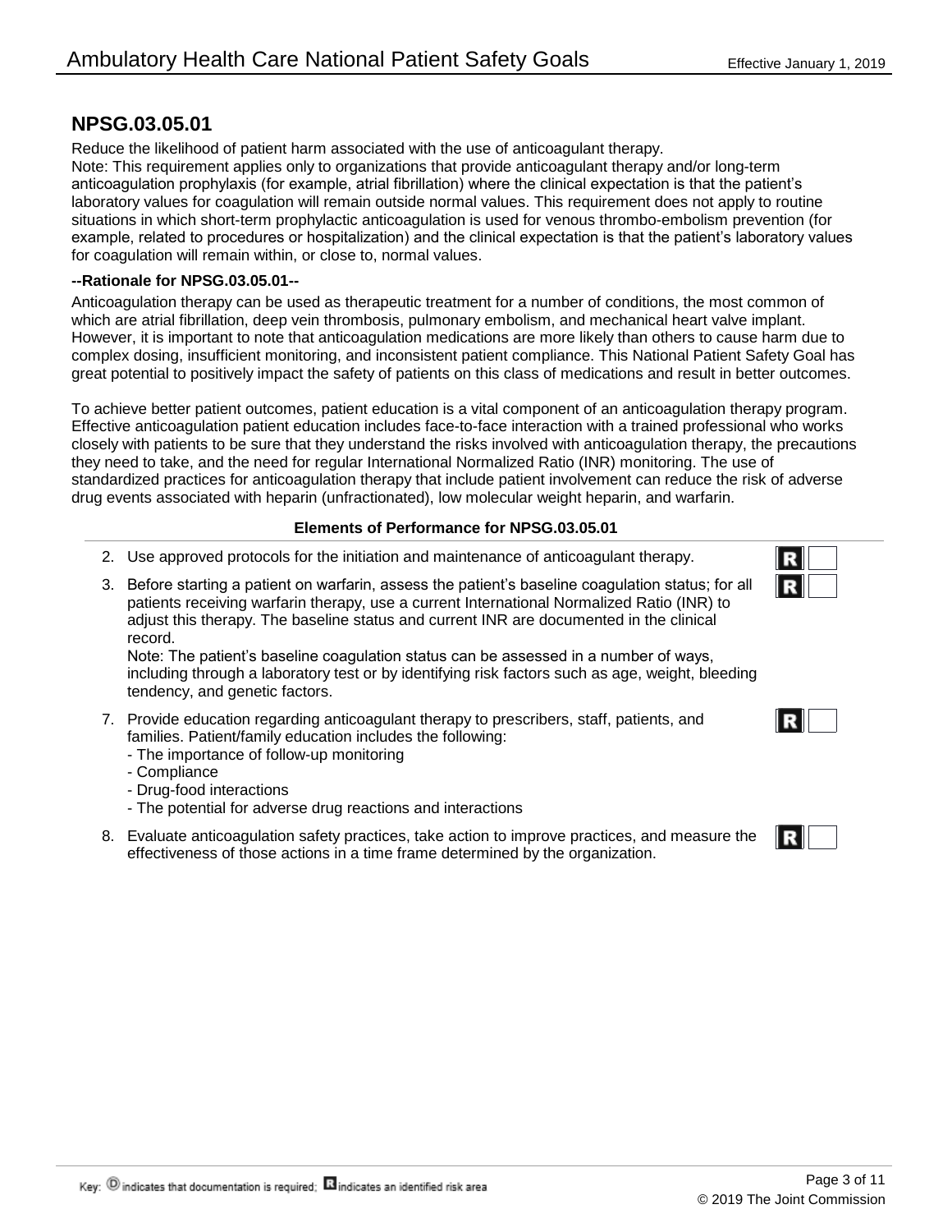## NPSG.03.05.01

Reduce the likelihood of patient harm associated with the use of anticoagulant therapy.
Note: This requirement applies only to organizations that provide anticoagulant therapy and/or long-term anticoagulation prophylaxis (for example, atrial fibrillation) where the clinical expectation is that the patient's laboratory values for coagulation will remain outside normal values. This requirement does not apply to routine situations in which short-term prophylactic anticoagulation is used for venous thrombo-embolism prevention (for example, related to procedures or hospitalization) and the clinical expectation is that the patient's laboratory values for coagulation will remain within, or close to, normal values.

**--Rationale for NPSG.03.05.01--**

Anticoagulation therapy can be used as therapeutic treatment for a number of conditions, the most common of which are atrial fibrillation, deep vein thrombosis, pulmonary embolism, and mechanical heart valve implant. However, it is important to note that anticoagulation medications are more likely than others to cause harm due to complex dosing, insufficient monitoring, and inconsistent patient compliance. This National Patient Safety Goal has great potential to positively impact the safety of patients on this class of medications and result in better outcomes.

To achieve better patient outcomes, patient education is a vital component of an anticoagulation therapy program. Effective anticoagulation patient education includes face-to-face interaction with a trained professional who works closely with patients to be sure that they understand the risks involved with anticoagulation therapy, the precautions they need to take, and the need for regular International Normalized Ratio (INR) monitoring. The use of standardized practices for anticoagulation therapy that include patient involvement can reduce the risk of adverse drug events associated with heparin (unfractionated), low molecular weight heparin, and warfarin.

**Elements of Performance for NPSG.03.05.01**

2. Use approved protocols for the initiation and maintenance of anticoagulant therapy. **R**

3. Before starting a patient on warfarin, assess the patient's baseline coagulation status; for all patients receiving warfarin therapy, use a current International Normalized Ratio (INR) to adjust this therapy. The baseline status and current INR are documented in the clinical record. **R**
   Note: The patient's baseline coagulation status can be assessed in a number of ways, including through a laboratory test or by identifying risk factors such as age, weight, bleeding tendency, and genetic factors.

7. Provide education regarding anticoagulant therapy to prescribers, staff, patients, and families. Patient/family education includes the following: **R**
   - The importance of follow-up monitoring
   - Compliance
   - Drug-food interactions
   - The potential for adverse drug reactions and interactions

8. Evaluate anticoagulation safety practices, take action to improve practices, and measure the effectiveness of those actions in a time frame determined by the organization. **R**

Key: D indicates that documentation is required; R indicates an identified risk area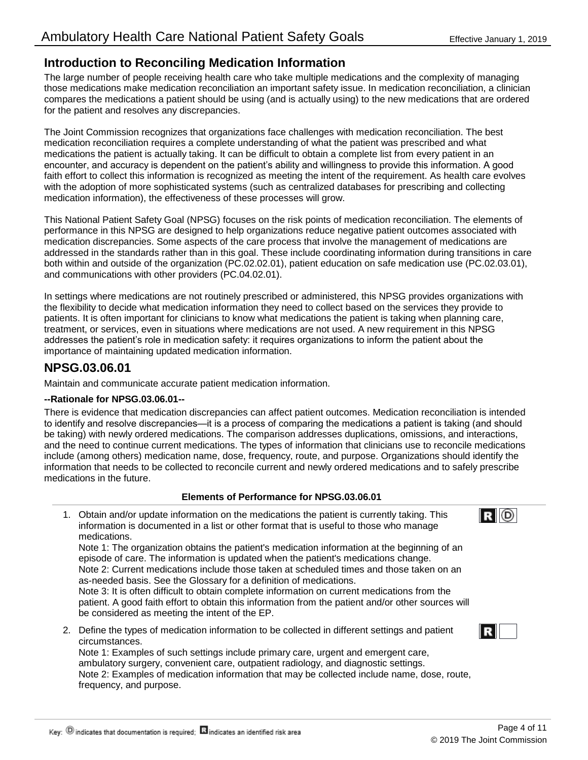## Introduction to Reconciling Medication Information

The large number of people receiving health care who take multiple medications and the complexity of managing those medications make medication reconciliation an important safety issue. In medication reconciliation, a clinician compares the medications a patient should be using (and is actually using) to the new medications that are ordered for the patient and resolves any discrepancies.

The Joint Commission recognizes that organizations face challenges with medication reconciliation. The best medication reconciliation requires a complete understanding of what the patient was prescribed and what medications the patient is actually taking. It can be difficult to obtain a complete list from every patient in an encounter, and accuracy is dependent on the patient's ability and willingness to provide this information. A good faith effort to collect this information is recognized as meeting the intent of the requirement. As health care evolves with the adoption of more sophisticated systems (such as centralized databases for prescribing and collecting medication information), the effectiveness of these processes will grow.

This National Patient Safety Goal (NPSG) focuses on the risk points of medication reconciliation. The elements of performance in this NPSG are designed to help organizations reduce negative patient outcomes associated with medication discrepancies. Some aspects of the care process that involve the management of medications are addressed in the standards rather than in this goal. These include coordinating information during transitions in care both within and outside of the organization (PC.02.02.01), patient education on safe medication use (PC.02.03.01), and communications with other providers (PC.04.02.01).

In settings where medications are not routinely prescribed or administered, this NPSG provides organizations with the flexibility to decide what medication information they need to collect based on the services they provide to patients. It is often important for clinicians to know what medications the patient is taking when planning care, treatment, or services, even in situations where medications are not used. A new requirement in this NPSG addresses the patient's role in medication safety: it requires organizations to inform the patient about the importance of maintaining updated medication information.

## NPSG.03.06.01

Maintain and communicate accurate patient medication information.

**--Rationale for NPSG.03.06.01--**

There is evidence that medication discrepancies can affect patient outcomes. Medication reconciliation is intended to identify and resolve discrepancies—it is a process of comparing the medications a patient is taking (and should be taking) with newly ordered medications. The comparison addresses duplications, omissions, and interactions, and the need to continue current medications. The types of information that clinicians use to reconcile medications include (among others) medication name, dose, frequency, route, and purpose. Organizations should identify the information that needs to be collected to reconcile current and newly ordered medications and to safely prescribe medications in the future.

**Elements of Performance for NPSG.03.06.01**

1. Obtain and/or update information on the medications the patient is currently taking. This information is documented in a list or other format that is useful to those who manage medications. **R** **D**
   Note 1: The organization obtains the patient's medication information at the beginning of an episode of care. The information is updated when the patient's medications change.
   Note 2: Current medications include those taken at scheduled times and those taken on an as-needed basis. See the Glossary for a definition of medications.
   Note 3: It is often difficult to obtain complete information on current medications from the patient. A good faith effort to obtain this information from the patient and/or other sources will be considered as meeting the intent of the EP.
2. Define the types of medication information to be collected in different settings and patient circumstances. **R**
   Note 1: Examples of such settings include primary care, urgent and emergent care, ambulatory surgery, convenient care, outpatient radiology, and diagnostic settings.
   Note 2: Examples of medication information that may be collected include name, dose, route, frequency, and purpose.

Key: D indicates that documentation is required; R indicates an identified risk area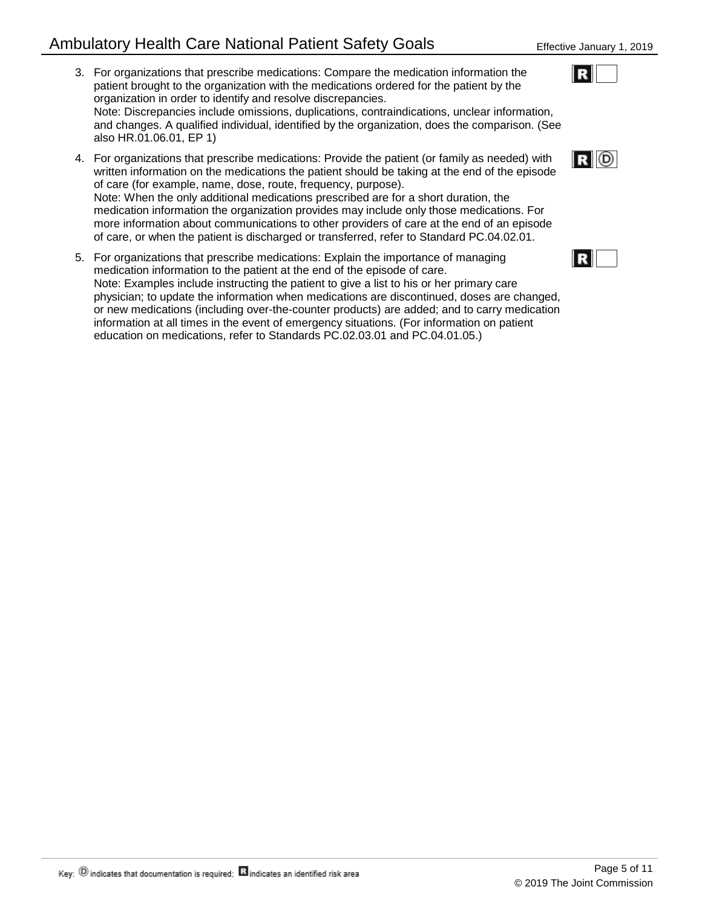3. For organizations that prescribe medications: Compare the medication information the patient brought to the organization with the medications ordered for the patient by the organization in order to identify and resolve discrepancies.
   Note: Discrepancies include omissions, duplications, contraindications, unclear information, and changes. A qualified individual, identified by the organization, does the comparison. (See also HR.01.06.01, EP 1)

   R

4. For organizations that prescribe medications: Provide the patient (or family as needed) with written information on the medications the patient should be taking at the end of the episode of care (for example, name, dose, route, frequency, purpose).
   Note: When the only additional medications prescribed are for a short duration, the medication information the organization provides may include only those medications. For more information about communications to other providers of care at the end of an episode of care, or when the patient is discharged or transferred, refer to Standard PC.04.02.01.

   R D

5. For organizations that prescribe medications: Explain the importance of managing medication information to the patient at the end of the episode of care.
   Note: Examples include instructing the patient to give a list to his or her primary care physician; to update the information when medications are discontinued, doses are changed, or new medications (including over-the-counter products) are added; and to carry medication information at all times in the event of emergency situations. (For information on patient education on medications, refer to Standards PC.02.03.01 and PC.04.01.05.)

   R

Key: D indicates that documentation is required; R indicates an identified risk area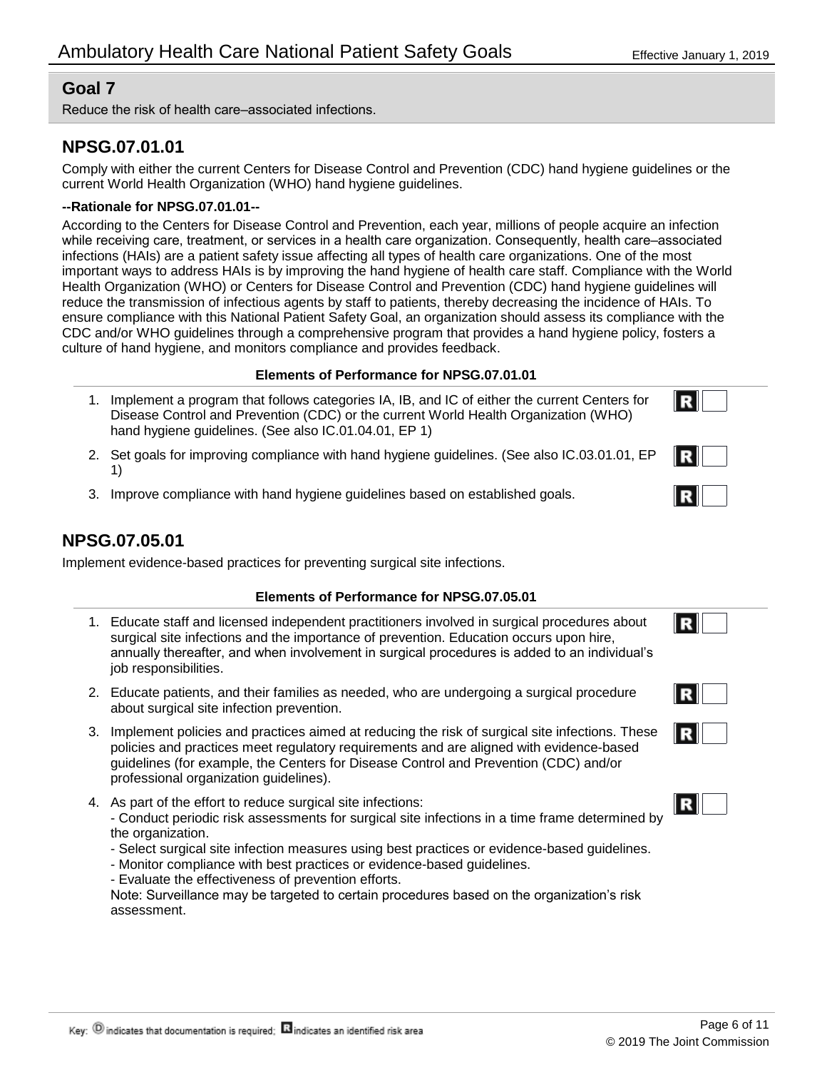## Goal 7

Reduce the risk of health care–associated infections.

## NPSG.07.01.01

Comply with either the current Centers for Disease Control and Prevention (CDC) hand hygiene guidelines or the current World Health Organization (WHO) hand hygiene guidelines.

**--Rationale for NPSG.07.01.01--**

According to the Centers for Disease Control and Prevention, each year, millions of people acquire an infection while receiving care, treatment, or services in a health care organization. Consequently, health care–associated infections (HAIs) are a patient safety issue affecting all types of health care organizations. One of the most important ways to address HAIs is by improving the hand hygiene of health care staff. Compliance with the World Health Organization (WHO) or Centers for Disease Control and Prevention (CDC) hand hygiene guidelines will reduce the transmission of infectious agents by staff to patients, thereby decreasing the incidence of HAIs. To ensure compliance with this National Patient Safety Goal, an organization should assess its compliance with the CDC and/or WHO guidelines through a comprehensive program that provides a hand hygiene policy, fosters a culture of hand hygiene, and monitors compliance and provides feedback.

**Elements of Performance for NPSG.07.01.01**

1. Implement a program that follows categories IA, IB, and IC of either the current Centers for Disease Control and Prevention (CDC) or the current World Health Organization (WHO) hand hygiene guidelines. (See also IC.01.04.01, EP 1) R
2. Set goals for improving compliance with hand hygiene guidelines. (See also IC.03.01.01, EP 1) R
3. Improve compliance with hand hygiene guidelines based on established goals. R

## NPSG.07.05.01

Implement evidence-based practices for preventing surgical site infections.

**Elements of Performance for NPSG.07.05.01**

1. Educate staff and licensed independent practitioners involved in surgical procedures about surgical site infections and the importance of prevention. Education occurs upon hire, annually thereafter, and when involvement in surgical procedures is added to an individual's job responsibilities. R
2. Educate patients, and their families as needed, who are undergoing a surgical procedure about surgical site infection prevention. R
3. Implement policies and practices aimed at reducing the risk of surgical site infections. These policies and practices meet regulatory requirements and are aligned with evidence-based guidelines (for example, the Centers for Disease Control and Prevention (CDC) and/or professional organization guidelines). R
4. As part of the effort to reduce surgical site infections: R
   - Conduct periodic risk assessments for surgical site infections in a time frame determined by the organization.
   - Select surgical site infection measures using best practices or evidence-based guidelines.
   - Monitor compliance with best practices or evidence-based guidelines.
   - Evaluate the effectiveness of prevention efforts.

   Note: Surveillance may be targeted to certain procedures based on the organization's risk assessment.

Key: D indicates that documentation is required; R indicates an identified risk area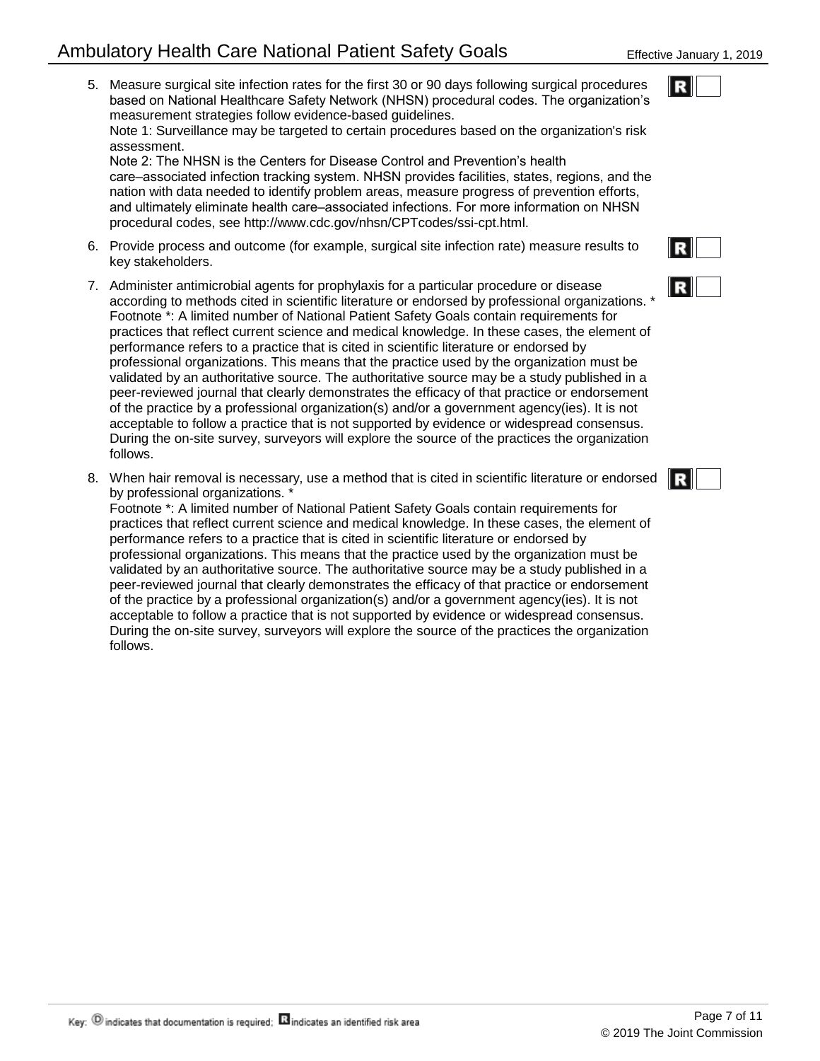5. Measure surgical site infection rates for the first 30 or 90 days following surgical procedures based on National Healthcare Safety Network (NHSN) procedural codes. The organization's measurement strategies follow evidence-based guidelines.
   Note 1: Surveillance may be targeted to certain procedures based on the organization's risk assessment.
   Note 2: The NHSN is the Centers for Disease Control and Prevention's health care–associated infection tracking system. NHSN provides facilities, states, regions, and the nation with data needed to identify problem areas, measure progress of prevention efforts, and ultimately eliminate health care–associated infections. For more information on NHSN procedural codes, see http://www.cdc.gov/nhsn/CPTcodes/ssi-cpt.html.

6. Provide process and outcome (for example, surgical site infection rate) measure results to key stakeholders.

7. Administer antimicrobial agents for prophylaxis for a particular procedure or disease according to methods cited in scientific literature or endorsed by professional organizations. *
   Footnote *: A limited number of National Patient Safety Goals contain requirements for practices that reflect current science and medical knowledge. In these cases, the element of performance refers to a practice that is cited in scientific literature or endorsed by professional organizations. This means that the practice used by the organization must be validated by an authoritative source. The authoritative source may be a study published in a peer-reviewed journal that clearly demonstrates the efficacy of that practice or endorsement of the practice by a professional organization(s) and/or a government agency(ies). It is not acceptable to follow a practice that is not supported by evidence or widespread consensus. During the on-site survey, surveyors will explore the source of the practices the organization follows.

8. When hair removal is necessary, use a method that is cited in scientific literature or endorsed by professional organizations. *
   Footnote *: A limited number of National Patient Safety Goals contain requirements for practices that reflect current science and medical knowledge. In these cases, the element of performance refers to a practice that is cited in scientific literature or endorsed by professional organizations. This means that the practice used by the organization must be validated by an authoritative source. The authoritative source may be a study published in a peer-reviewed journal that clearly demonstrates the efficacy of that practice or endorsement of the practice by a professional organization(s) and/or a government agency(ies). It is not acceptable to follow a practice that is not supported by evidence or widespread consensus. During the on-site survey, surveyors will explore the source of the practices the organization follows.

Key: D indicates that documentation is required; R indicates an identified risk area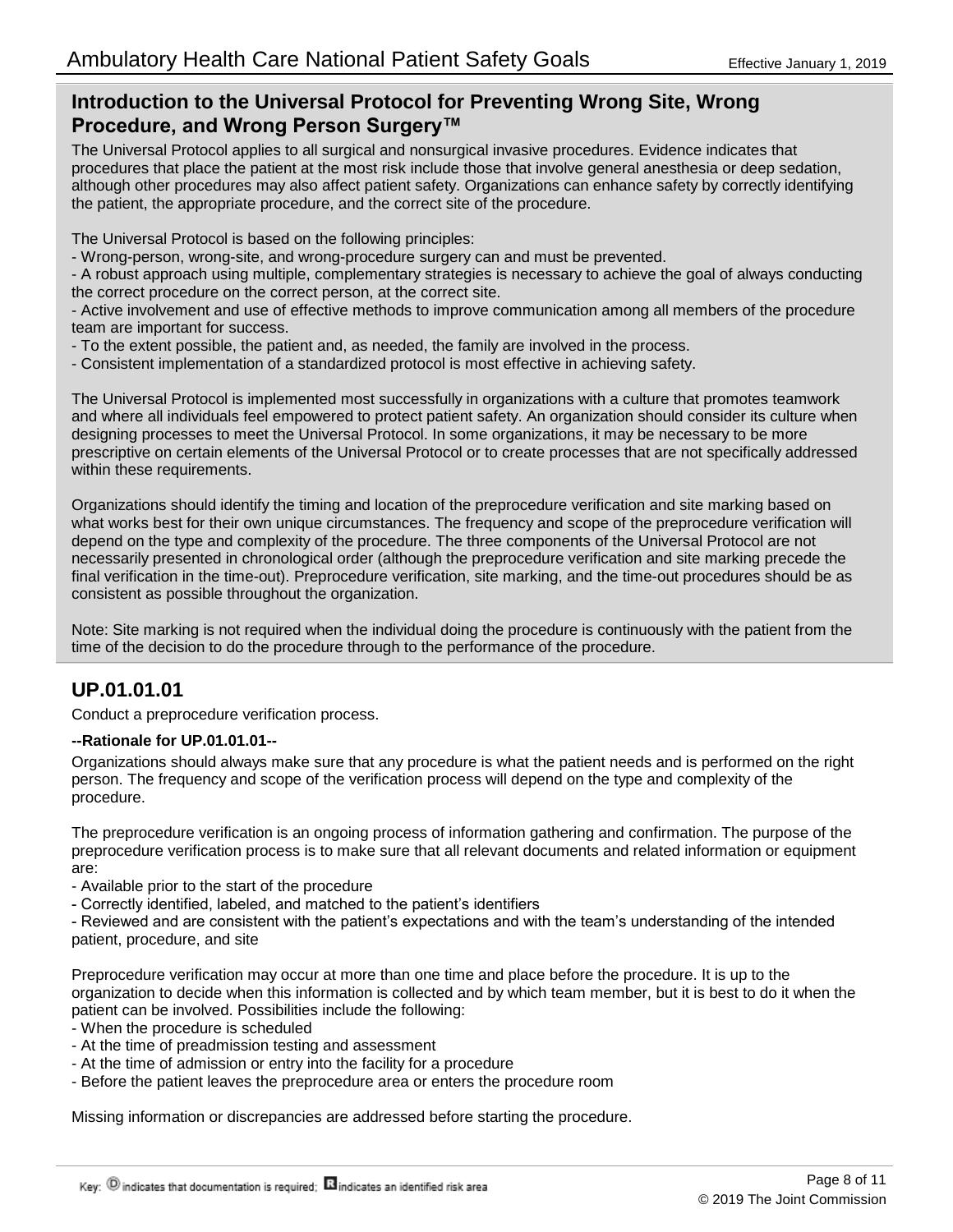## Introduction to the Universal Protocol for Preventing Wrong Site, Wrong Procedure, and Wrong Person Surgery™

The Universal Protocol applies to all surgical and nonsurgical invasive procedures. Evidence indicates that procedures that place the patient at the most risk include those that involve general anesthesia or deep sedation, although other procedures may also affect patient safety. Organizations can enhance safety by correctly identifying the patient, the appropriate procedure, and the correct site of the procedure.

The Universal Protocol is based on the following principles:

- Wrong-person, wrong-site, and wrong-procedure surgery can and must be prevented.
- A robust approach using multiple, complementary strategies is necessary to achieve the goal of always conducting the correct procedure on the correct person, at the correct site.
- Active involvement and use of effective methods to improve communication among all members of the procedure team are important for success.
- To the extent possible, the patient and, as needed, the family are involved in the process.
- Consistent implementation of a standardized protocol is most effective in achieving safety.

The Universal Protocol is implemented most successfully in organizations with a culture that promotes teamwork and where all individuals feel empowered to protect patient safety. An organization should consider its culture when designing processes to meet the Universal Protocol. In some organizations, it may be necessary to be more prescriptive on certain elements of the Universal Protocol or to create processes that are not specifically addressed within these requirements.

Organizations should identify the timing and location of the preprocedure verification and site marking based on what works best for their own unique circumstances. The frequency and scope of the preprocedure verification will depend on the type and complexity of the procedure. The three components of the Universal Protocol are not necessarily presented in chronological order (although the preprocedure verification and site marking precede the final verification in the time-out). Preprocedure verification, site marking, and the time-out procedures should be as consistent as possible throughout the organization.

Note: Site marking is not required when the individual doing the procedure is continuously with the patient from the time of the decision to do the procedure through to the performance of the procedure.

## UP.01.01.01

Conduct a preprocedure verification process.

**--Rationale for UP.01.01.01--**

Organizations should always make sure that any procedure is what the patient needs and is performed on the right person. The frequency and scope of the verification process will depend on the type and complexity of the procedure.

The preprocedure verification is an ongoing process of information gathering and confirmation. The purpose of the preprocedure verification process is to make sure that all relevant documents and related information or equipment are:

- Available prior to the start of the procedure
- Correctly identified, labeled, and matched to the patient's identifiers
- Reviewed and are consistent with the patient's expectations and with the team's understanding of the intended patient, procedure, and site

Preprocedure verification may occur at more than one time and place before the procedure. It is up to the organization to decide when this information is collected and by which team member, but it is best to do it when the patient can be involved. Possibilities include the following:

- When the procedure is scheduled
- At the time of preadmission testing and assessment
- At the time of admission or entry into the facility for a procedure
- Before the patient leaves the preprocedure area or enters the procedure room

Missing information or discrepancies are addressed before starting the procedure.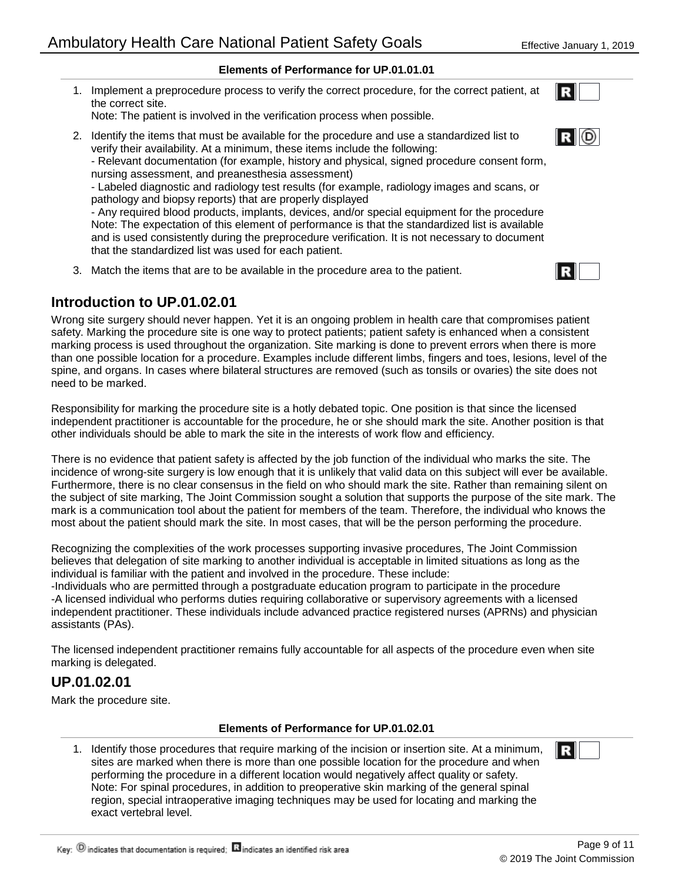**Elements of Performance for UP.01.01.01**

1. Implement a preprocedure process to verify the correct procedure, for the correct patient, at the correct site.
   Note: The patient is involved in the verification process when possible.
2. Identify the items that must be available for the procedure and use a standardized list to verify their availability. At a minimum, these items include the following:
   - Relevant documentation (for example, history and physical, signed procedure consent form, nursing assessment, and preanesthesia assessment)
   - Labeled diagnostic and radiology test results (for example, radiology images and scans, or pathology and biopsy reports) that are properly displayed
   - Any required blood products, implants, devices, and/or special equipment for the procedure
   Note: The expectation of this element of performance is that the standardized list is available and is used consistently during the preprocedure verification. It is not necessary to document that the standardized list was used for each patient.
3. Match the items that are to be available in the procedure area to the patient.

## Introduction to UP.01.02.01

Wrong site surgery should never happen. Yet it is an ongoing problem in health care that compromises patient safety. Marking the procedure site is one way to protect patients; patient safety is enhanced when a consistent marking process is used throughout the organization. Site marking is done to prevent errors when there is more than one possible location for a procedure. Examples include different limbs, fingers and toes, lesions, level of the spine, and organs. In cases where bilateral structures are removed (such as tonsils or ovaries) the site does not need to be marked.

Responsibility for marking the procedure site is a hotly debated topic. One position is that since the licensed independent practitioner is accountable for the procedure, he or she should mark the site. Another position is that other individuals should be able to mark the site in the interests of work flow and efficiency.

There is no evidence that patient safety is affected by the job function of the individual who marks the site. The incidence of wrong-site surgery is low enough that it is unlikely that valid data on this subject will ever be available. Furthermore, there is no clear consensus in the field on who should mark the site. Rather than remaining silent on the subject of site marking, The Joint Commission sought a solution that supports the purpose of the site mark. The mark is a communication tool about the patient for members of the team. Therefore, the individual who knows the most about the patient should mark the site. In most cases, that will be the person performing the procedure.

Recognizing the complexities of the work processes supporting invasive procedures, The Joint Commission believes that delegation of site marking to another individual is acceptable in limited situations as long as the individual is familiar with the patient and involved in the procedure. These include:
-Individuals who are permitted through a postgraduate education program to participate in the procedure
-A licensed individual who performs duties requiring collaborative or supervisory agreements with a licensed independent practitioner. These individuals include advanced practice registered nurses (APRNs) and physician assistants (PAs).

The licensed independent practitioner remains fully accountable for all aspects of the procedure even when site marking is delegated.

## UP.01.02.01

Mark the procedure site.

**Elements of Performance for UP.01.02.01**

1. Identify those procedures that require marking of the incision or insertion site. At a minimum, sites are marked when there is more than one possible location for the procedure and when performing the procedure in a different location would negatively affect quality or safety.
   Note: For spinal procedures, in addition to preoperative skin marking of the general spinal region, special intraoperative imaging techniques may be used for locating and marking the exact vertebral level.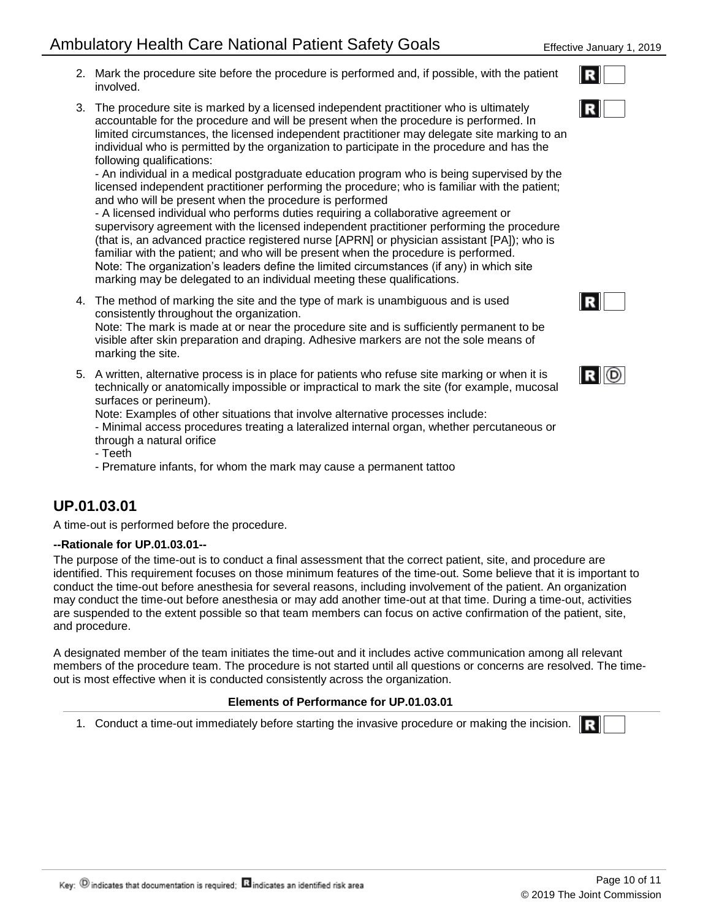2. Mark the procedure site before the procedure is performed and, if possible, with the patient involved. R

3. The procedure site is marked by a licensed independent practitioner who is ultimately accountable for the procedure and will be present when the procedure is performed. In limited circumstances, the licensed independent practitioner may delegate site marking to an individual who is permitted by the organization to participate in the procedure and has the following qualifications:
   - An individual in a medical postgraduate education program who is being supervised by the licensed independent practitioner performing the procedure; who is familiar with the patient; and who will be present when the procedure is performed
   - A licensed individual who performs duties requiring a collaborative agreement or supervisory agreement with the licensed independent practitioner performing the procedure (that is, an advanced practice registered nurse [APRN] or physician assistant [PA]); who is familiar with the patient; and who will be present when the procedure is performed.

   Note: The organization's leaders define the limited circumstances (if any) in which site marking may be delegated to an individual meeting these qualifications. R

4. The method of marking the site and the type of mark is unambiguous and is used consistently throughout the organization.
   Note: The mark is made at or near the procedure site and is sufficiently permanent to be visible after skin preparation and draping. Adhesive markers are not the sole means of marking the site. R

5. A written, alternative process is in place for patients who refuse site marking or when it is technically or anatomically impossible or impractical to mark the site (for example, mucosal surfaces or perineum).
   Note: Examples of other situations that involve alternative processes include:
   - Minimal access procedures treating a lateralized internal organ, whether percutaneous or through a natural orifice
   - Teeth
   - Premature infants, for whom the mark may cause a permanent tattoo

   R D

## UP.01.03.01

A time-out is performed before the procedure.

**--Rationale for UP.01.03.01--**

The purpose of the time-out is to conduct a final assessment that the correct patient, site, and procedure are identified. This requirement focuses on those minimum features of the time-out. Some believe that it is important to conduct the time-out before anesthesia for several reasons, including involvement of the patient. An organization may conduct the time-out before anesthesia or may add another time-out at that time. During a time-out, activities are suspended to the extent possible so that team members can focus on active confirmation of the patient, site, and procedure.

A designated member of the team initiates the time-out and it includes active communication among all relevant members of the procedure team. The procedure is not started until all questions or concerns are resolved. The time-out is most effective when it is conducted consistently across the organization.

**Elements of Performance for UP.01.03.01**

1. Conduct a time-out immediately before starting the invasive procedure or making the incision. R

Key: D indicates that documentation is required; R indicates an identified risk area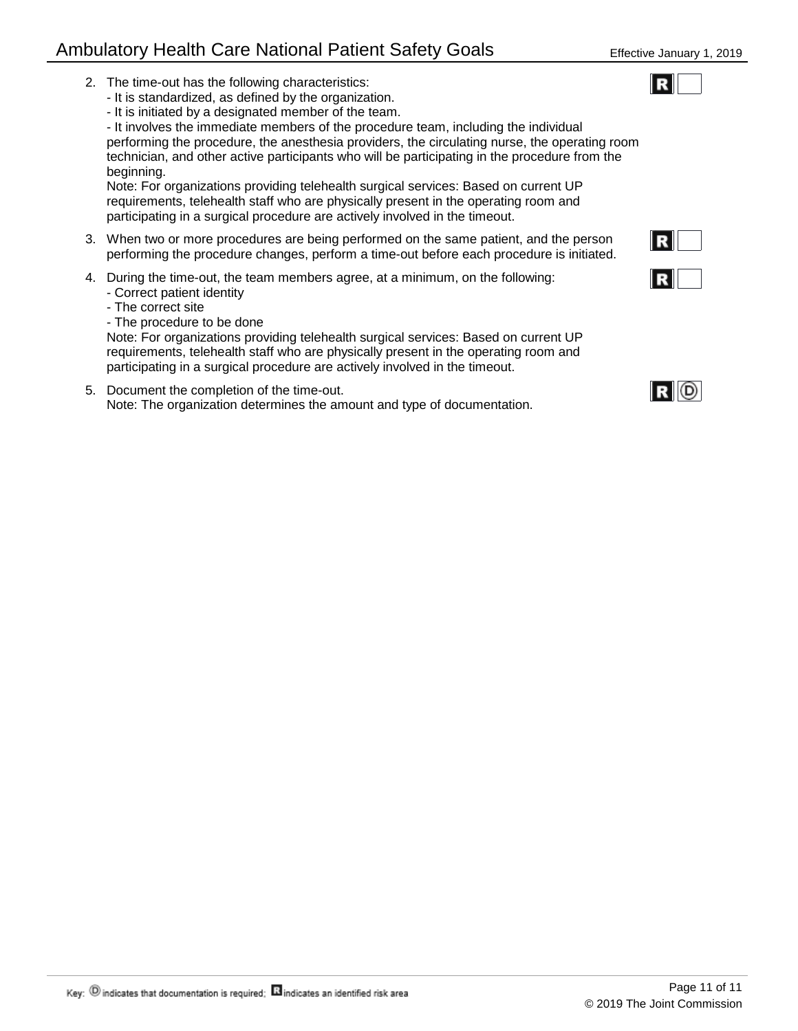2. The time-out has the following characteristics:
   - It is standardized, as defined by the organization.
   - It is initiated by a designated member of the team.
   - It involves the immediate members of the procedure team, including the individual performing the procedure, the anesthesia providers, the circulating nurse, the operating room technician, and other active participants who will be participating in the procedure from the beginning.

   Note: For organizations providing telehealth surgical services: Based on current UP requirements, telehealth staff who are physically present in the operating room and participating in a surgical procedure are actively involved in the timeout.

   **R**

3. When two or more procedures are being performed on the same patient, and the person performing the procedure changes, perform a time-out before each procedure is initiated.

   **R**

4. During the time-out, the team members agree, at a minimum, on the following:
   - Correct patient identity
   - The correct site
   - The procedure to be done

   Note: For organizations providing telehealth surgical services: Based on current UP requirements, telehealth staff who are physically present in the operating room and participating in a surgical procedure are actively involved in the timeout.

   **R**

5. Document the completion of the time-out.

   Note: The organization determines the amount and type of documentation.

   **R** **D**

Key: D indicates that documentation is required; R indicates an identified risk area